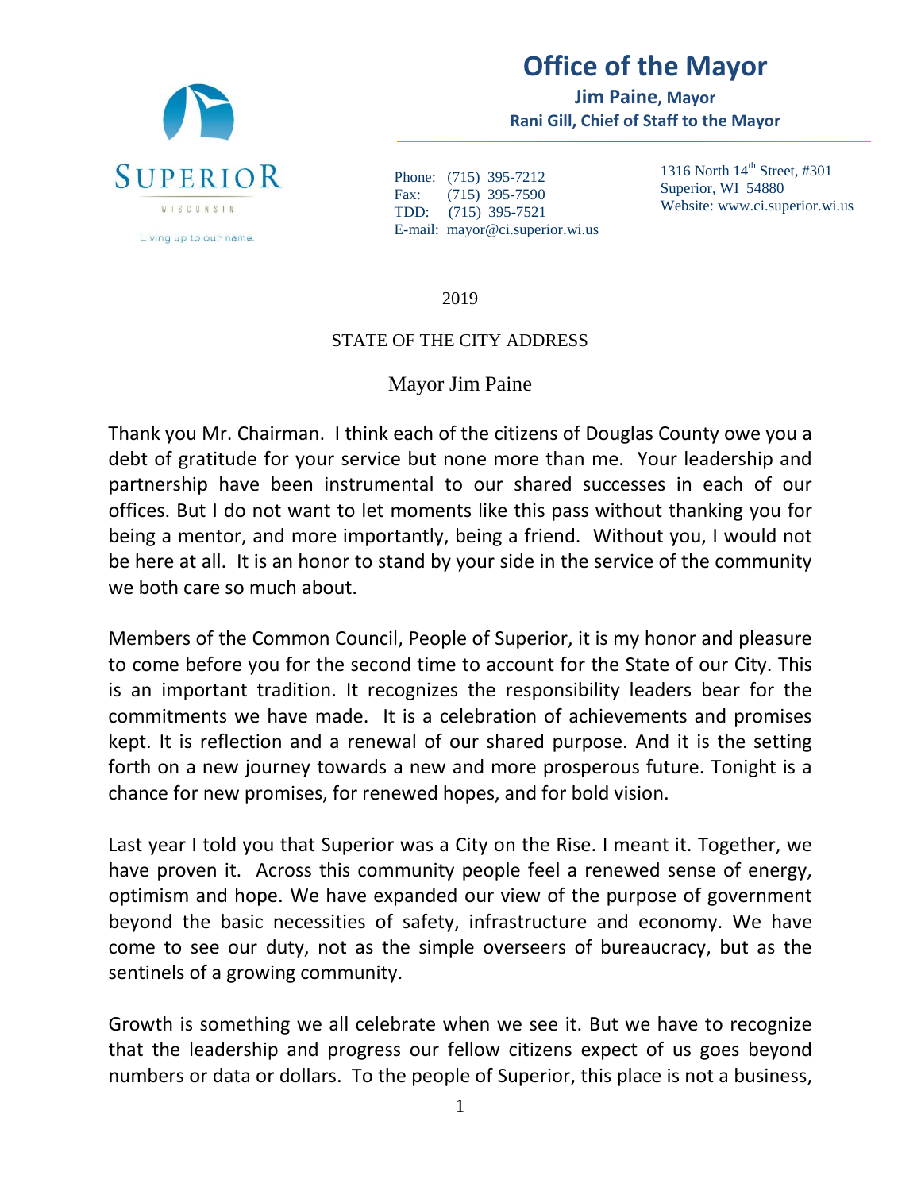# Office of the Mayor

**Jim Paine, Mayor**
**Rani Gill, Chief of Staff to the Mayor**

SUPERIOR
WISCONSIN
Living up to our name.

Phone: (715) 395-7212
Fax: (715) 395-7590
TDD: (715) 395-7521
E-mail: mayor@ci.superior.wi.us

1316 North 14th Street, #301
Superior, WI 54880
Website: www.ci.superior.wi.us

2019

STATE OF THE CITY ADDRESS

Mayor Jim Paine

Thank you Mr. Chairman. I think each of the citizens of Douglas County owe you a debt of gratitude for your service but none more than me. Your leadership and partnership have been instrumental to our shared successes in each of our offices. But I do not want to let moments like this pass without thanking you for being a mentor, and more importantly, being a friend. Without you, I would not be here at all. It is an honor to stand by your side in the service of the community we both care so much about.

Members of the Common Council, People of Superior, it is my honor and pleasure to come before you for the second time to account for the State of our City. This is an important tradition. It recognizes the responsibility leaders bear for the commitments we have made. It is a celebration of achievements and promises kept. It is reflection and a renewal of our shared purpose. And it is the setting forth on a new journey towards a new and more prosperous future. Tonight is a chance for new promises, for renewed hopes, and for bold vision.

Last year I told you that Superior was a City on the Rise. I meant it. Together, we have proven it. Across this community people feel a renewed sense of energy, optimism and hope. We have expanded our view of the purpose of government beyond the basic necessities of safety, infrastructure and economy. We have come to see our duty, not as the simple overseers of bureaucracy, but as the sentinels of a growing community.

Growth is something we all celebrate when we see it. But we have to recognize that the leadership and progress our fellow citizens expect of us goes beyond numbers or data or dollars. To the people of Superior, this place is not a business,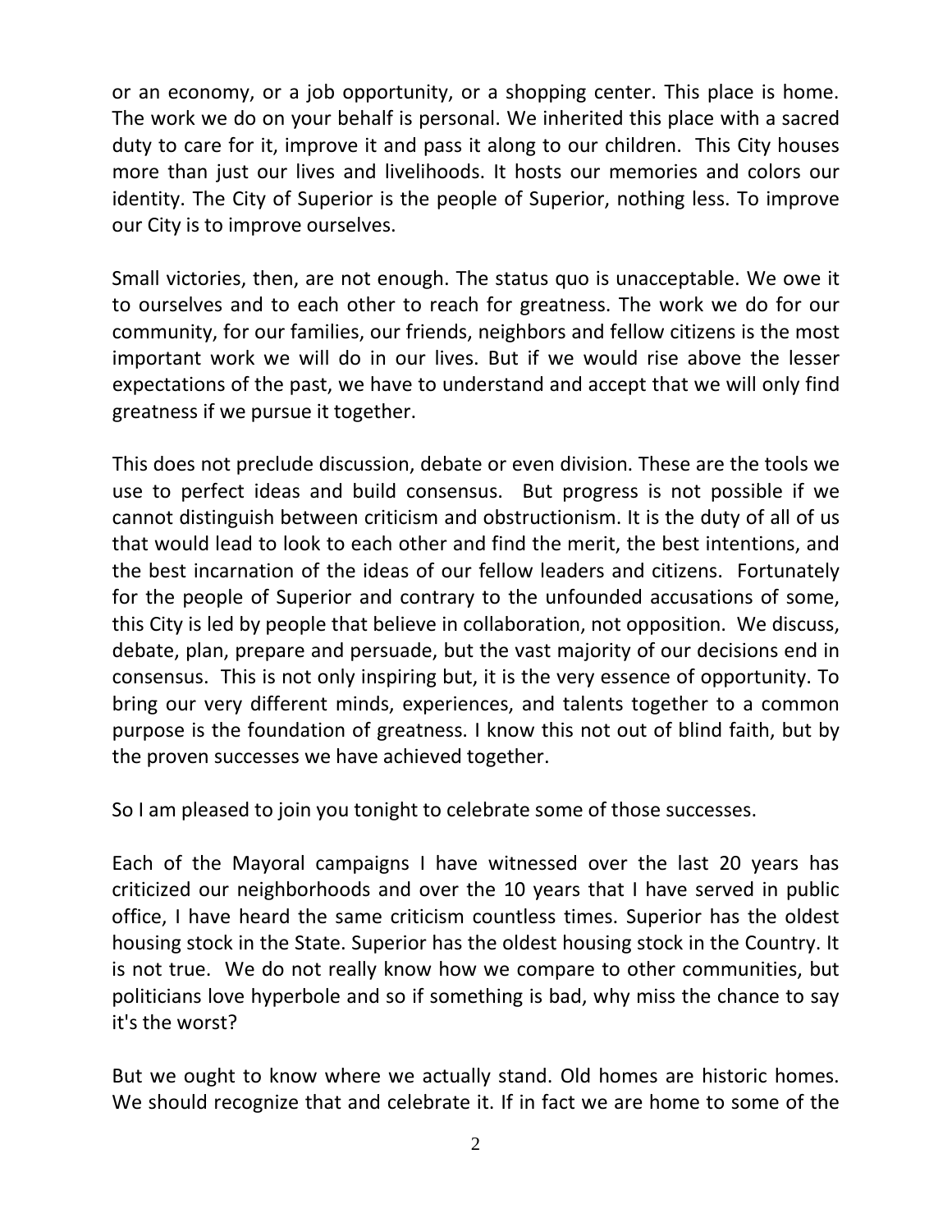or an economy, or a job opportunity, or a shopping center. This place is home. The work we do on your behalf is personal. We inherited this place with a sacred duty to care for it, improve it and pass it along to our children. This City houses more than just our lives and livelihoods. It hosts our memories and colors our identity. The City of Superior is the people of Superior, nothing less. To improve our City is to improve ourselves.

Small victories, then, are not enough. The status quo is unacceptable. We owe it to ourselves and to each other to reach for greatness. The work we do for our community, for our families, our friends, neighbors and fellow citizens is the most important work we will do in our lives. But if we would rise above the lesser expectations of the past, we have to understand and accept that we will only find greatness if we pursue it together.

This does not preclude discussion, debate or even division. These are the tools we use to perfect ideas and build consensus. But progress is not possible if we cannot distinguish between criticism and obstructionism. It is the duty of all of us that would lead to look to each other and find the merit, the best intentions, and the best incarnation of the ideas of our fellow leaders and citizens. Fortunately for the people of Superior and contrary to the unfounded accusations of some, this City is led by people that believe in collaboration, not opposition. We discuss, debate, plan, prepare and persuade, but the vast majority of our decisions end in consensus. This is not only inspiring but, it is the very essence of opportunity. To bring our very different minds, experiences, and talents together to a common purpose is the foundation of greatness. I know this not out of blind faith, but by the proven successes we have achieved together.

So I am pleased to join you tonight to celebrate some of those successes.

Each of the Mayoral campaigns I have witnessed over the last 20 years has criticized our neighborhoods and over the 10 years that I have served in public office, I have heard the same criticism countless times. Superior has the oldest housing stock in the State. Superior has the oldest housing stock in the Country. It is not true. We do not really know how we compare to other communities, but politicians love hyperbole and so if something is bad, why miss the chance to say it's the worst?

But we ought to know where we actually stand. Old homes are historic homes. We should recognize that and celebrate it. If in fact we are home to some of the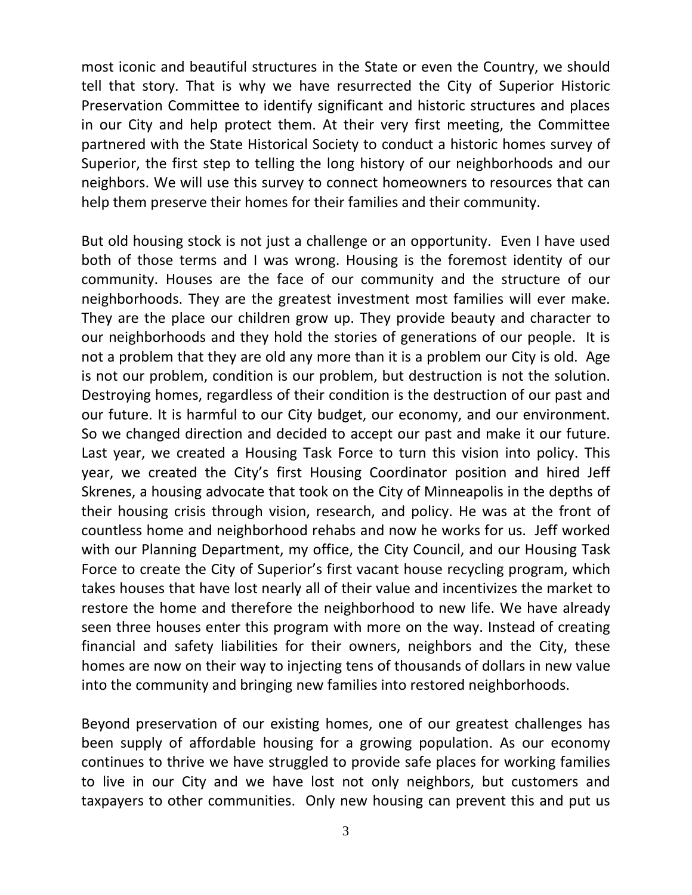most iconic and beautiful structures in the State or even the Country, we should tell that story. That is why we have resurrected the City of Superior Historic Preservation Committee to identify significant and historic structures and places in our City and help protect them. At their very first meeting, the Committee partnered with the State Historical Society to conduct a historic homes survey of Superior, the first step to telling the long history of our neighborhoods and our neighbors. We will use this survey to connect homeowners to resources that can help them preserve their homes for their families and their community.

But old housing stock is not just a challenge or an opportunity. Even I have used both of those terms and I was wrong. Housing is the foremost identity of our community. Houses are the face of our community and the structure of our neighborhoods. They are the greatest investment most families will ever make. They are the place our children grow up. They provide beauty and character to our neighborhoods and they hold the stories of generations of our people. It is not a problem that they are old any more than it is a problem our City is old. Age is not our problem, condition is our problem, but destruction is not the solution. Destroying homes, regardless of their condition is the destruction of our past and our future. It is harmful to our City budget, our economy, and our environment. So we changed direction and decided to accept our past and make it our future. Last year, we created a Housing Task Force to turn this vision into policy. This year, we created the City's first Housing Coordinator position and hired Jeff Skrenes, a housing advocate that took on the City of Minneapolis in the depths of their housing crisis through vision, research, and policy. He was at the front of countless home and neighborhood rehabs and now he works for us. Jeff worked with our Planning Department, my office, the City Council, and our Housing Task Force to create the City of Superior's first vacant house recycling program, which takes houses that have lost nearly all of their value and incentivizes the market to restore the home and therefore the neighborhood to new life. We have already seen three houses enter this program with more on the way. Instead of creating financial and safety liabilities for their owners, neighbors and the City, these homes are now on their way to injecting tens of thousands of dollars in new value into the community and bringing new families into restored neighborhoods.

Beyond preservation of our existing homes, one of our greatest challenges has been supply of affordable housing for a growing population. As our economy continues to thrive we have struggled to provide safe places for working families to live in our City and we have lost not only neighbors, but customers and taxpayers to other communities. Only new housing can prevent this and put us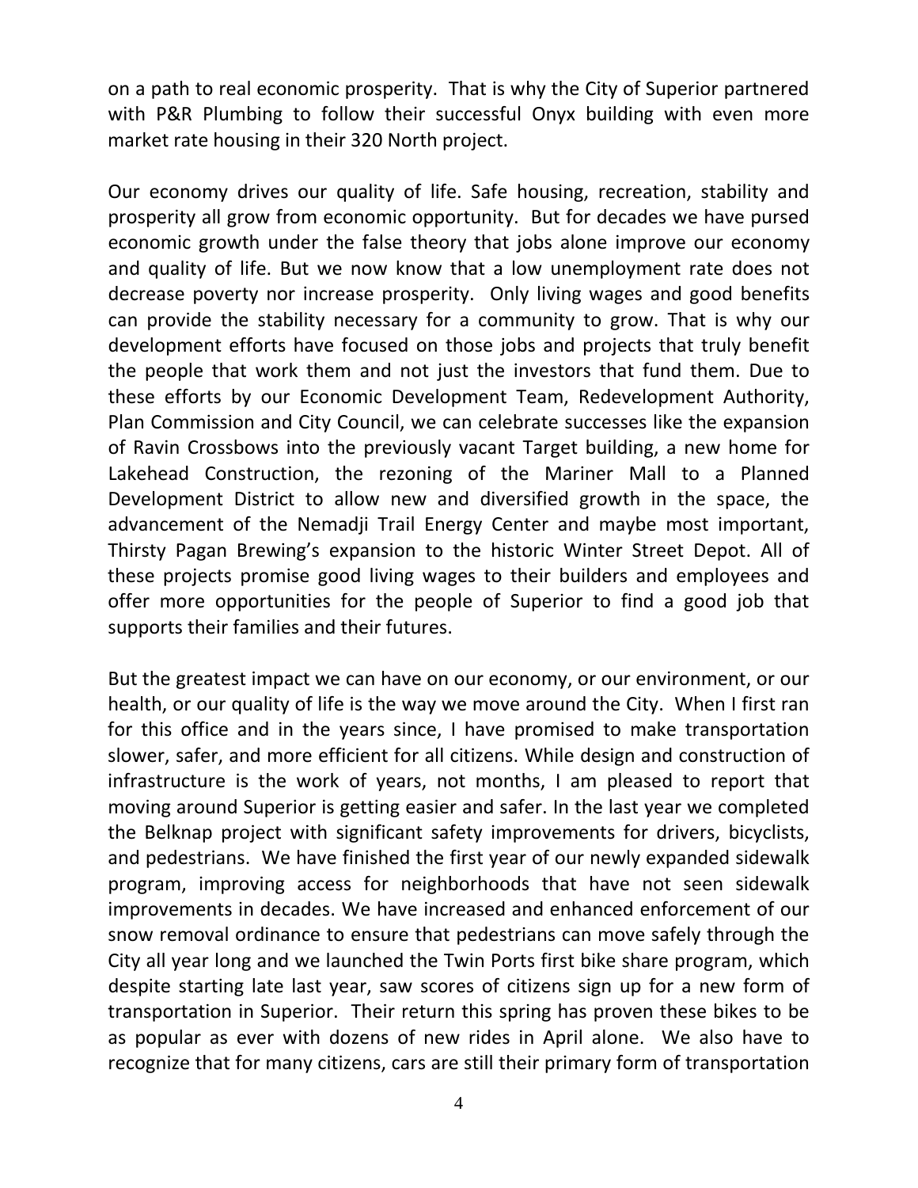on a path to real economic prosperity. That is why the City of Superior partnered with P&R Plumbing to follow their successful Onyx building with even more market rate housing in their 320 North project.

Our economy drives our quality of life. Safe housing, recreation, stability and prosperity all grow from economic opportunity. But for decades we have pursed economic growth under the false theory that jobs alone improve our economy and quality of life. But we now know that a low unemployment rate does not decrease poverty nor increase prosperity. Only living wages and good benefits can provide the stability necessary for a community to grow. That is why our development efforts have focused on those jobs and projects that truly benefit the people that work them and not just the investors that fund them. Due to these efforts by our Economic Development Team, Redevelopment Authority, Plan Commission and City Council, we can celebrate successes like the expansion of Ravin Crossbows into the previously vacant Target building, a new home for Lakehead Construction, the rezoning of the Mariner Mall to a Planned Development District to allow new and diversified growth in the space, the advancement of the Nemadji Trail Energy Center and maybe most important, Thirsty Pagan Brewing's expansion to the historic Winter Street Depot. All of these projects promise good living wages to their builders and employees and offer more opportunities for the people of Superior to find a good job that supports their families and their futures.

But the greatest impact we can have on our economy, or our environment, or our health, or our quality of life is the way we move around the City. When I first ran for this office and in the years since, I have promised to make transportation slower, safer, and more efficient for all citizens. While design and construction of infrastructure is the work of years, not months, I am pleased to report that moving around Superior is getting easier and safer. In the last year we completed the Belknap project with significant safety improvements for drivers, bicyclists, and pedestrians. We have finished the first year of our newly expanded sidewalk program, improving access for neighborhoods that have not seen sidewalk improvements in decades. We have increased and enhanced enforcement of our snow removal ordinance to ensure that pedestrians can move safely through the City all year long and we launched the Twin Ports first bike share program, which despite starting late last year, saw scores of citizens sign up for a new form of transportation in Superior. Their return this spring has proven these bikes to be as popular as ever with dozens of new rides in April alone. We also have to recognize that for many citizens, cars are still their primary form of transportation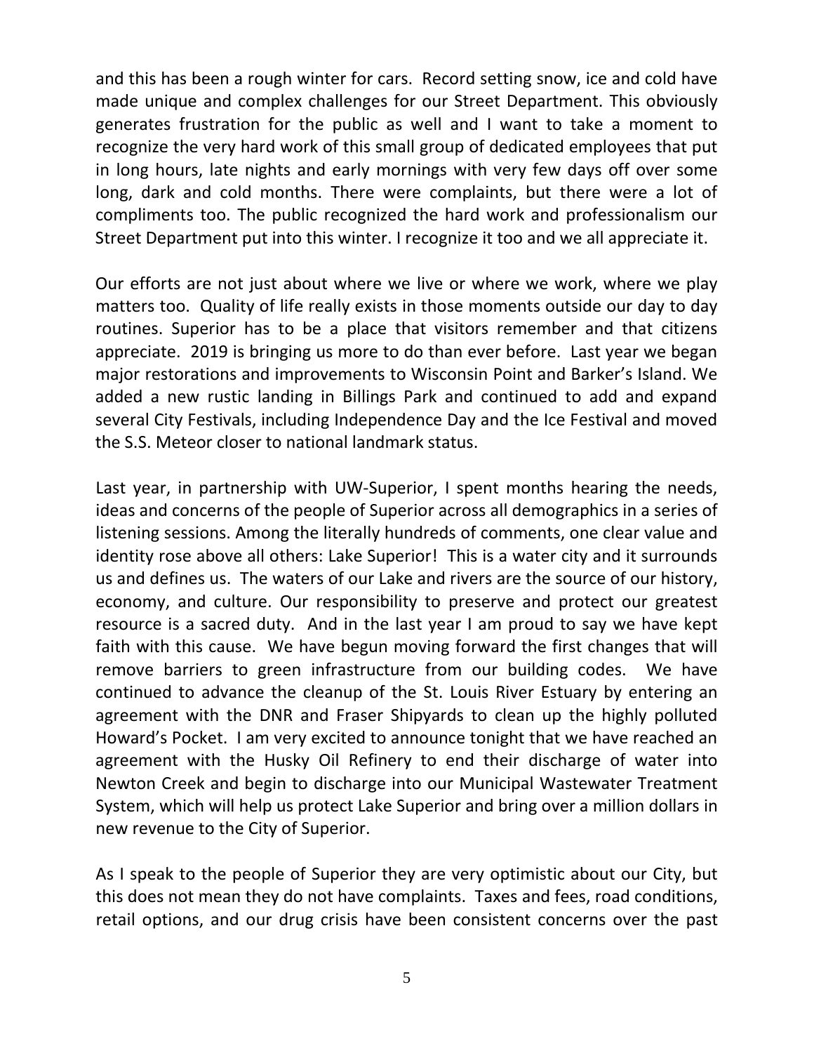and this has been a rough winter for cars. Record setting snow, ice and cold have made unique and complex challenges for our Street Department. This obviously generates frustration for the public as well and I want to take a moment to recognize the very hard work of this small group of dedicated employees that put in long hours, late nights and early mornings with very few days off over some long, dark and cold months. There were complaints, but there were a lot of compliments too. The public recognized the hard work and professionalism our Street Department put into this winter. I recognize it too and we all appreciate it.

Our efforts are not just about where we live or where we work, where we play matters too. Quality of life really exists in those moments outside our day to day routines. Superior has to be a place that visitors remember and that citizens appreciate. 2019 is bringing us more to do than ever before. Last year we began major restorations and improvements to Wisconsin Point and Barker's Island. We added a new rustic landing in Billings Park and continued to add and expand several City Festivals, including Independence Day and the Ice Festival and moved the S.S. Meteor closer to national landmark status.

Last year, in partnership with UW-Superior, I spent months hearing the needs, ideas and concerns of the people of Superior across all demographics in a series of listening sessions. Among the literally hundreds of comments, one clear value and identity rose above all others: Lake Superior! This is a water city and it surrounds us and defines us. The waters of our Lake and rivers are the source of our history, economy, and culture. Our responsibility to preserve and protect our greatest resource is a sacred duty. And in the last year I am proud to say we have kept faith with this cause. We have begun moving forward the first changes that will remove barriers to green infrastructure from our building codes. We have continued to advance the cleanup of the St. Louis River Estuary by entering an agreement with the DNR and Fraser Shipyards to clean up the highly polluted Howard's Pocket. I am very excited to announce tonight that we have reached an agreement with the Husky Oil Refinery to end their discharge of water into Newton Creek and begin to discharge into our Municipal Wastewater Treatment System, which will help us protect Lake Superior and bring over a million dollars in new revenue to the City of Superior.

As I speak to the people of Superior they are very optimistic about our City, but this does not mean they do not have complaints. Taxes and fees, road conditions, retail options, and our drug crisis have been consistent concerns over the past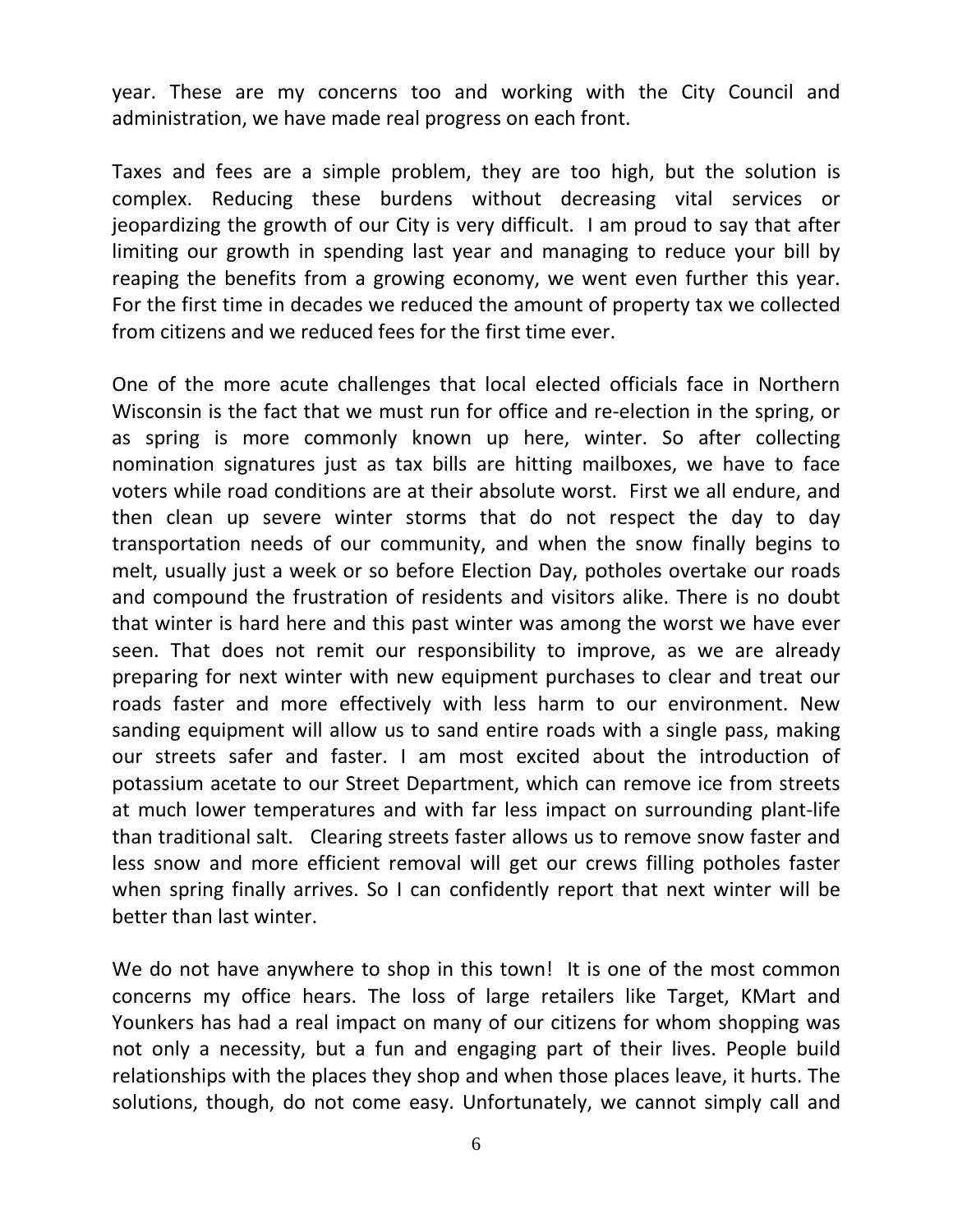year. These are my concerns too and working with the City Council and administration, we have made real progress on each front.

Taxes and fees are a simple problem, they are too high, but the solution is complex. Reducing these burdens without decreasing vital services or jeopardizing the growth of our City is very difficult. I am proud to say that after limiting our growth in spending last year and managing to reduce your bill by reaping the benefits from a growing economy, we went even further this year. For the first time in decades we reduced the amount of property tax we collected from citizens and we reduced fees for the first time ever.

One of the more acute challenges that local elected officials face in Northern Wisconsin is the fact that we must run for office and re-election in the spring, or as spring is more commonly known up here, winter. So after collecting nomination signatures just as tax bills are hitting mailboxes, we have to face voters while road conditions are at their absolute worst. First we all endure, and then clean up severe winter storms that do not respect the day to day transportation needs of our community, and when the snow finally begins to melt, usually just a week or so before Election Day, potholes overtake our roads and compound the frustration of residents and visitors alike. There is no doubt that winter is hard here and this past winter was among the worst we have ever seen. That does not remit our responsibility to improve, as we are already preparing for next winter with new equipment purchases to clear and treat our roads faster and more effectively with less harm to our environment. New sanding equipment will allow us to sand entire roads with a single pass, making our streets safer and faster. I am most excited about the introduction of potassium acetate to our Street Department, which can remove ice from streets at much lower temperatures and with far less impact on surrounding plant-life than traditional salt. Clearing streets faster allows us to remove snow faster and less snow and more efficient removal will get our crews filling potholes faster when spring finally arrives. So I can confidently report that next winter will be better than last winter.

We do not have anywhere to shop in this town! It is one of the most common concerns my office hears. The loss of large retailers like Target, KMart and Younkers has had a real impact on many of our citizens for whom shopping was not only a necessity, but a fun and engaging part of their lives. People build relationships with the places they shop and when those places leave, it hurts. The solutions, though, do not come easy. Unfortunately, we cannot simply call and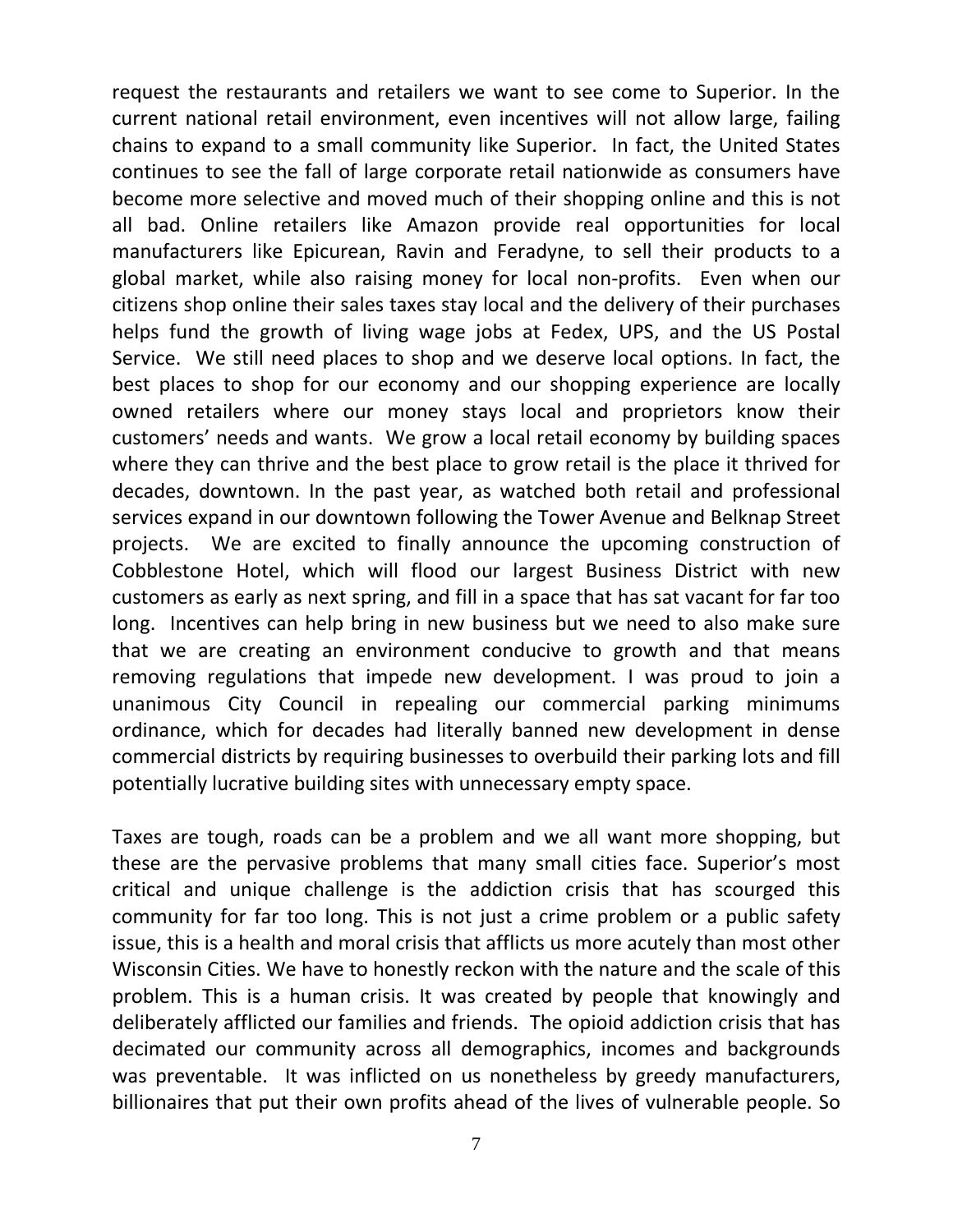request the restaurants and retailers we want to see come to Superior. In the current national retail environment, even incentives will not allow large, failing chains to expand to a small community like Superior. In fact, the United States continues to see the fall of large corporate retail nationwide as consumers have become more selective and moved much of their shopping online and this is not all bad. Online retailers like Amazon provide real opportunities for local manufacturers like Epicurean, Ravin and Feradyne, to sell their products to a global market, while also raising money for local non-profits. Even when our citizens shop online their sales taxes stay local and the delivery of their purchases helps fund the growth of living wage jobs at Fedex, UPS, and the US Postal Service. We still need places to shop and we deserve local options. In fact, the best places to shop for our economy and our shopping experience are locally owned retailers where our money stays local and proprietors know their customers' needs and wants. We grow a local retail economy by building spaces where they can thrive and the best place to grow retail is the place it thrived for decades, downtown. In the past year, as watched both retail and professional services expand in our downtown following the Tower Avenue and Belknap Street projects. We are excited to finally announce the upcoming construction of Cobblestone Hotel, which will flood our largest Business District with new customers as early as next spring, and fill in a space that has sat vacant for far too long. Incentives can help bring in new business but we need to also make sure that we are creating an environment conducive to growth and that means removing regulations that impede new development. I was proud to join a unanimous City Council in repealing our commercial parking minimums ordinance, which for decades had literally banned new development in dense commercial districts by requiring businesses to overbuild their parking lots and fill potentially lucrative building sites with unnecessary empty space.

Taxes are tough, roads can be a problem and we all want more shopping, but these are the pervasive problems that many small cities face. Superior's most critical and unique challenge is the addiction crisis that has scourged this community for far too long. This is not just a crime problem or a public safety issue, this is a health and moral crisis that afflicts us more acutely than most other Wisconsin Cities. We have to honestly reckon with the nature and the scale of this problem. This is a human crisis. It was created by people that knowingly and deliberately afflicted our families and friends. The opioid addiction crisis that has decimated our community across all demographics, incomes and backgrounds was preventable. It was inflicted on us nonetheless by greedy manufacturers, billionaires that put their own profits ahead of the lives of vulnerable people. So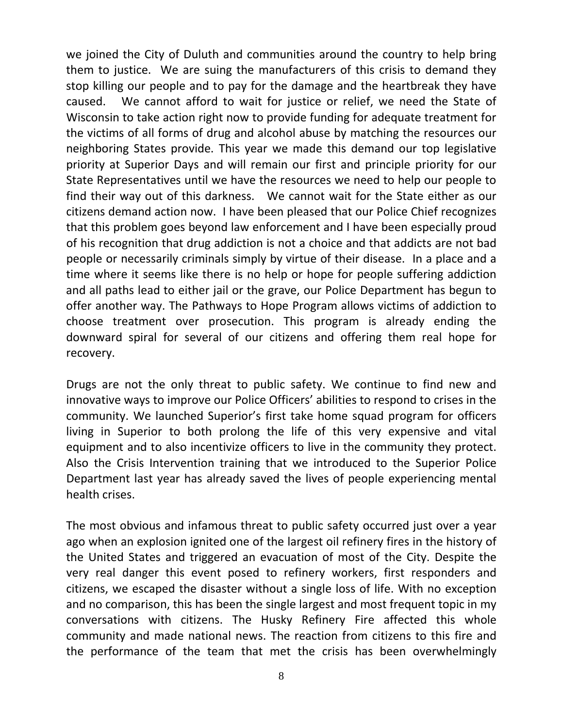we joined the City of Duluth and communities around the country to help bring them to justice. We are suing the manufacturers of this crisis to demand they stop killing our people and to pay for the damage and the heartbreak they have caused. We cannot afford to wait for justice or relief, we need the State of Wisconsin to take action right now to provide funding for adequate treatment for the victims of all forms of drug and alcohol abuse by matching the resources our neighboring States provide. This year we made this demand our top legislative priority at Superior Days and will remain our first and principle priority for our State Representatives until we have the resources we need to help our people to find their way out of this darkness. We cannot wait for the State either as our citizens demand action now. I have been pleased that our Police Chief recognizes that this problem goes beyond law enforcement and I have been especially proud of his recognition that drug addiction is not a choice and that addicts are not bad people or necessarily criminals simply by virtue of their disease. In a place and a time where it seems like there is no help or hope for people suffering addiction and all paths lead to either jail or the grave, our Police Department has begun to offer another way. The Pathways to Hope Program allows victims of addiction to choose treatment over prosecution. This program is already ending the downward spiral for several of our citizens and offering them real hope for recovery.

Drugs are not the only threat to public safety. We continue to find new and innovative ways to improve our Police Officers' abilities to respond to crises in the community. We launched Superior's first take home squad program for officers living in Superior to both prolong the life of this very expensive and vital equipment and to also incentivize officers to live in the community they protect. Also the Crisis Intervention training that we introduced to the Superior Police Department last year has already saved the lives of people experiencing mental health crises.

The most obvious and infamous threat to public safety occurred just over a year ago when an explosion ignited one of the largest oil refinery fires in the history of the United States and triggered an evacuation of most of the City. Despite the very real danger this event posed to refinery workers, first responders and citizens, we escaped the disaster without a single loss of life. With no exception and no comparison, this has been the single largest and most frequent topic in my conversations with citizens. The Husky Refinery Fire affected this whole community and made national news. The reaction from citizens to this fire and the performance of the team that met the crisis has been overwhelmingly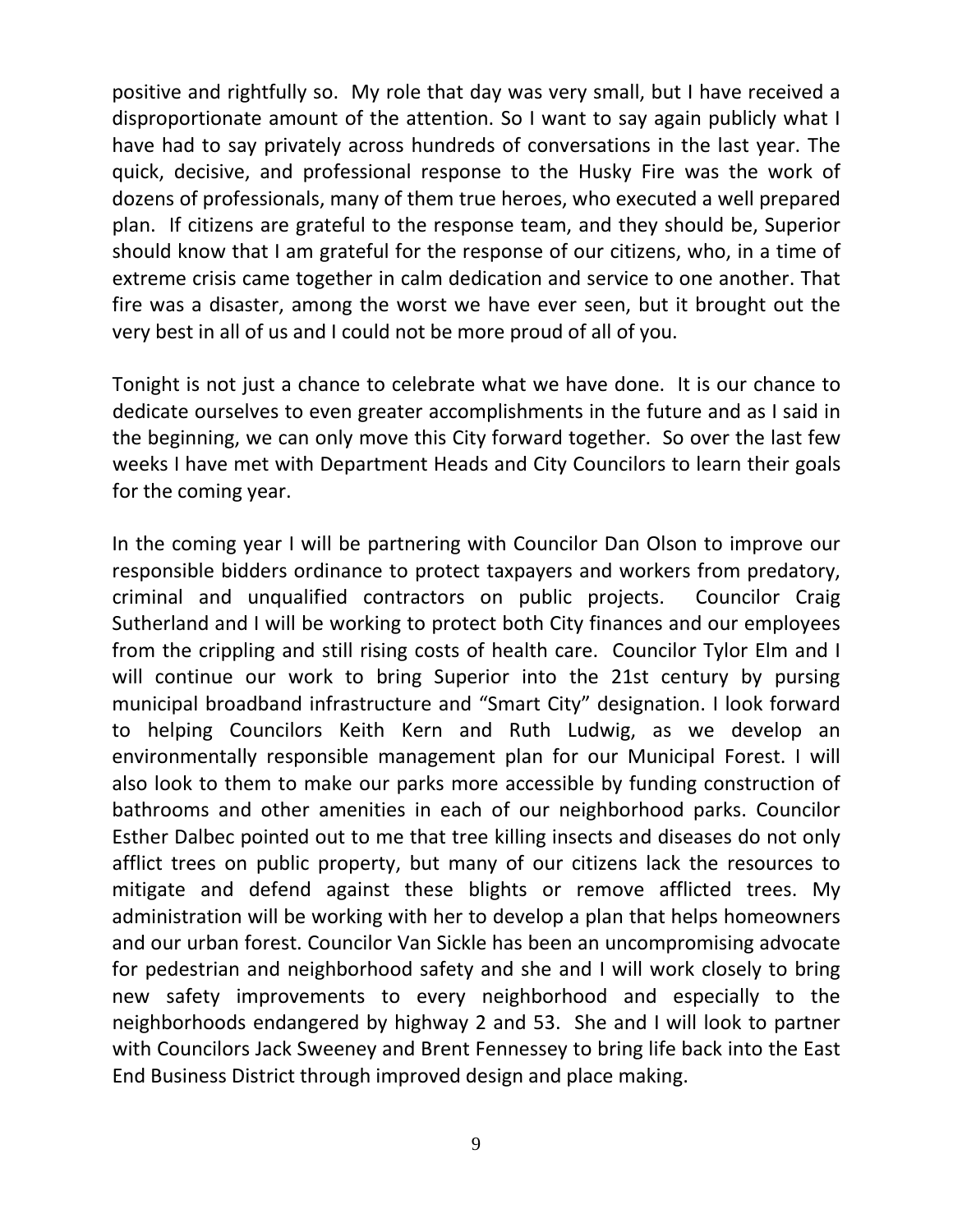positive and rightfully so. My role that day was very small, but I have received a disproportionate amount of the attention. So I want to say again publicly what I have had to say privately across hundreds of conversations in the last year. The quick, decisive, and professional response to the Husky Fire was the work of dozens of professionals, many of them true heroes, who executed a well prepared plan. If citizens are grateful to the response team, and they should be, Superior should know that I am grateful for the response of our citizens, who, in a time of extreme crisis came together in calm dedication and service to one another. That fire was a disaster, among the worst we have ever seen, but it brought out the very best in all of us and I could not be more proud of all of you.

Tonight is not just a chance to celebrate what we have done. It is our chance to dedicate ourselves to even greater accomplishments in the future and as I said in the beginning, we can only move this City forward together. So over the last few weeks I have met with Department Heads and City Councilors to learn their goals for the coming year.

In the coming year I will be partnering with Councilor Dan Olson to improve our responsible bidders ordinance to protect taxpayers and workers from predatory, criminal and unqualified contractors on public projects. Councilor Craig Sutherland and I will be working to protect both City finances and our employees from the crippling and still rising costs of health care. Councilor Tylor Elm and I will continue our work to bring Superior into the 21st century by pursing municipal broadband infrastructure and "Smart City" designation. I look forward to helping Councilors Keith Kern and Ruth Ludwig, as we develop an environmentally responsible management plan for our Municipal Forest. I will also look to them to make our parks more accessible by funding construction of bathrooms and other amenities in each of our neighborhood parks. Councilor Esther Dalbec pointed out to me that tree killing insects and diseases do not only afflict trees on public property, but many of our citizens lack the resources to mitigate and defend against these blights or remove afflicted trees. My administration will be working with her to develop a plan that helps homeowners and our urban forest. Councilor Van Sickle has been an uncompromising advocate for pedestrian and neighborhood safety and she and I will work closely to bring new safety improvements to every neighborhood and especially to the neighborhoods endangered by highway 2 and 53. She and I will look to partner with Councilors Jack Sweeney and Brent Fennessey to bring life back into the East End Business District through improved design and place making.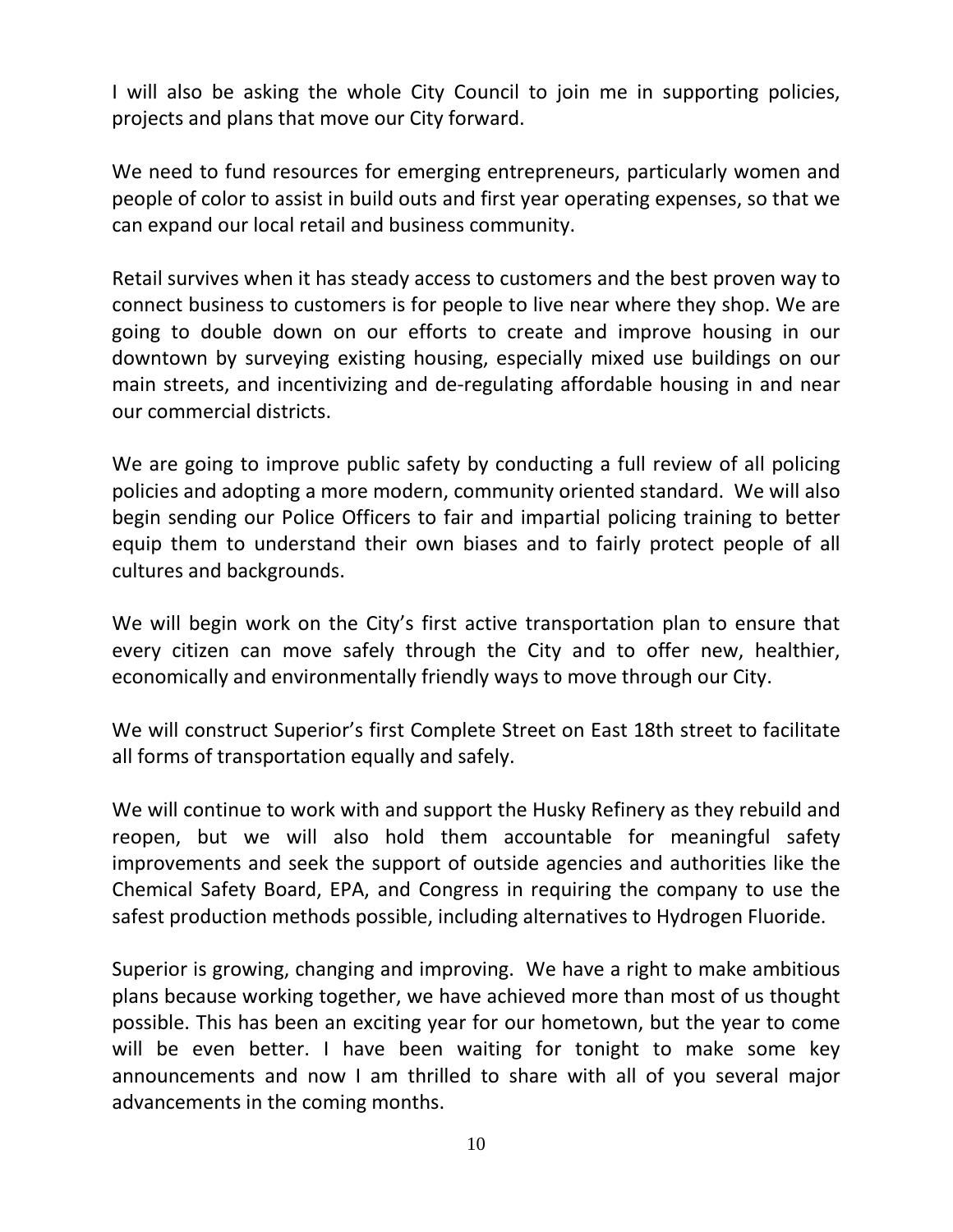I will also be asking the whole City Council to join me in supporting policies, projects and plans that move our City forward.

We need to fund resources for emerging entrepreneurs, particularly women and people of color to assist in build outs and first year operating expenses, so that we can expand our local retail and business community.

Retail survives when it has steady access to customers and the best proven way to connect business to customers is for people to live near where they shop. We are going to double down on our efforts to create and improve housing in our downtown by surveying existing housing, especially mixed use buildings on our main streets, and incentivizing and de-regulating affordable housing in and near our commercial districts.

We are going to improve public safety by conducting a full review of all policing policies and adopting a more modern, community oriented standard. We will also begin sending our Police Officers to fair and impartial policing training to better equip them to understand their own biases and to fairly protect people of all cultures and backgrounds.

We will begin work on the City's first active transportation plan to ensure that every citizen can move safely through the City and to offer new, healthier, economically and environmentally friendly ways to move through our City.

We will construct Superior's first Complete Street on East 18th street to facilitate all forms of transportation equally and safely.

We will continue to work with and support the Husky Refinery as they rebuild and reopen, but we will also hold them accountable for meaningful safety improvements and seek the support of outside agencies and authorities like the Chemical Safety Board, EPA, and Congress in requiring the company to use the safest production methods possible, including alternatives to Hydrogen Fluoride.

Superior is growing, changing and improving. We have a right to make ambitious plans because working together, we have achieved more than most of us thought possible. This has been an exciting year for our hometown, but the year to come will be even better. I have been waiting for tonight to make some key announcements and now I am thrilled to share with all of you several major advancements in the coming months.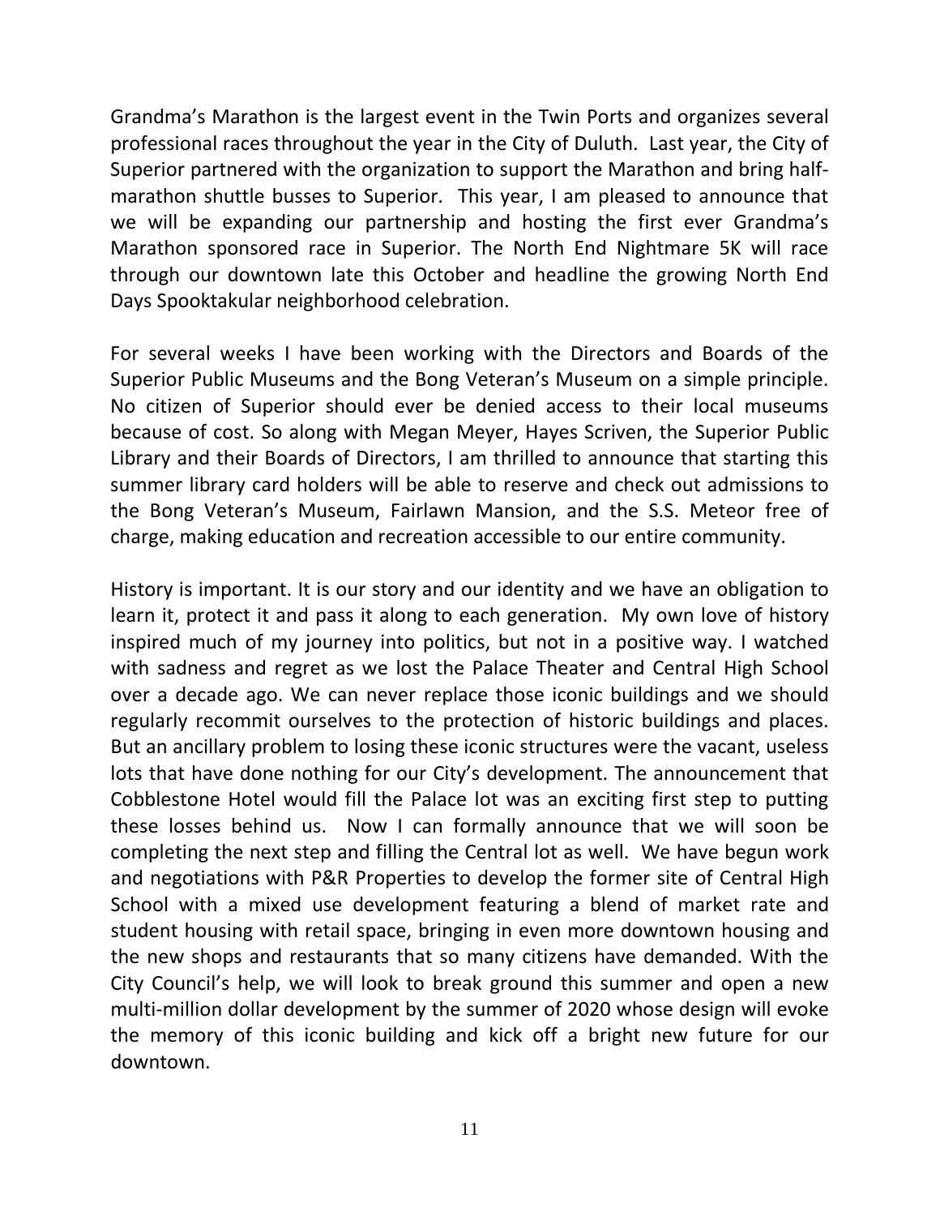Grandma's Marathon is the largest event in the Twin Ports and organizes several professional races throughout the year in the City of Duluth. Last year, the City of Superior partnered with the organization to support the Marathon and bring half-marathon shuttle busses to Superior. This year, I am pleased to announce that we will be expanding our partnership and hosting the first ever Grandma's Marathon sponsored race in Superior. The North End Nightmare 5K will race through our downtown late this October and headline the growing North End Days Spooktakular neighborhood celebration.

For several weeks I have been working with the Directors and Boards of the Superior Public Museums and the Bong Veteran's Museum on a simple principle. No citizen of Superior should ever be denied access to their local museums because of cost. So along with Megan Meyer, Hayes Scriven, the Superior Public Library and their Boards of Directors, I am thrilled to announce that starting this summer library card holders will be able to reserve and check out admissions to the Bong Veteran's Museum, Fairlawn Mansion, and the S.S. Meteor free of charge, making education and recreation accessible to our entire community.

History is important. It is our story and our identity and we have an obligation to learn it, protect it and pass it along to each generation. My own love of history inspired much of my journey into politics, but not in a positive way. I watched with sadness and regret as we lost the Palace Theater and Central High School over a decade ago. We can never replace those iconic buildings and we should regularly recommit ourselves to the protection of historic buildings and places. But an ancillary problem to losing these iconic structures were the vacant, useless lots that have done nothing for our City's development. The announcement that Cobblestone Hotel would fill the Palace lot was an exciting first step to putting these losses behind us. Now I can formally announce that we will soon be completing the next step and filling the Central lot as well. We have begun work and negotiations with P&R Properties to develop the former site of Central High School with a mixed use development featuring a blend of market rate and student housing with retail space, bringing in even more downtown housing and the new shops and restaurants that so many citizens have demanded. With the City Council's help, we will look to break ground this summer and open a new multi-million dollar development by the summer of 2020 whose design will evoke the memory of this iconic building and kick off a bright new future for our downtown.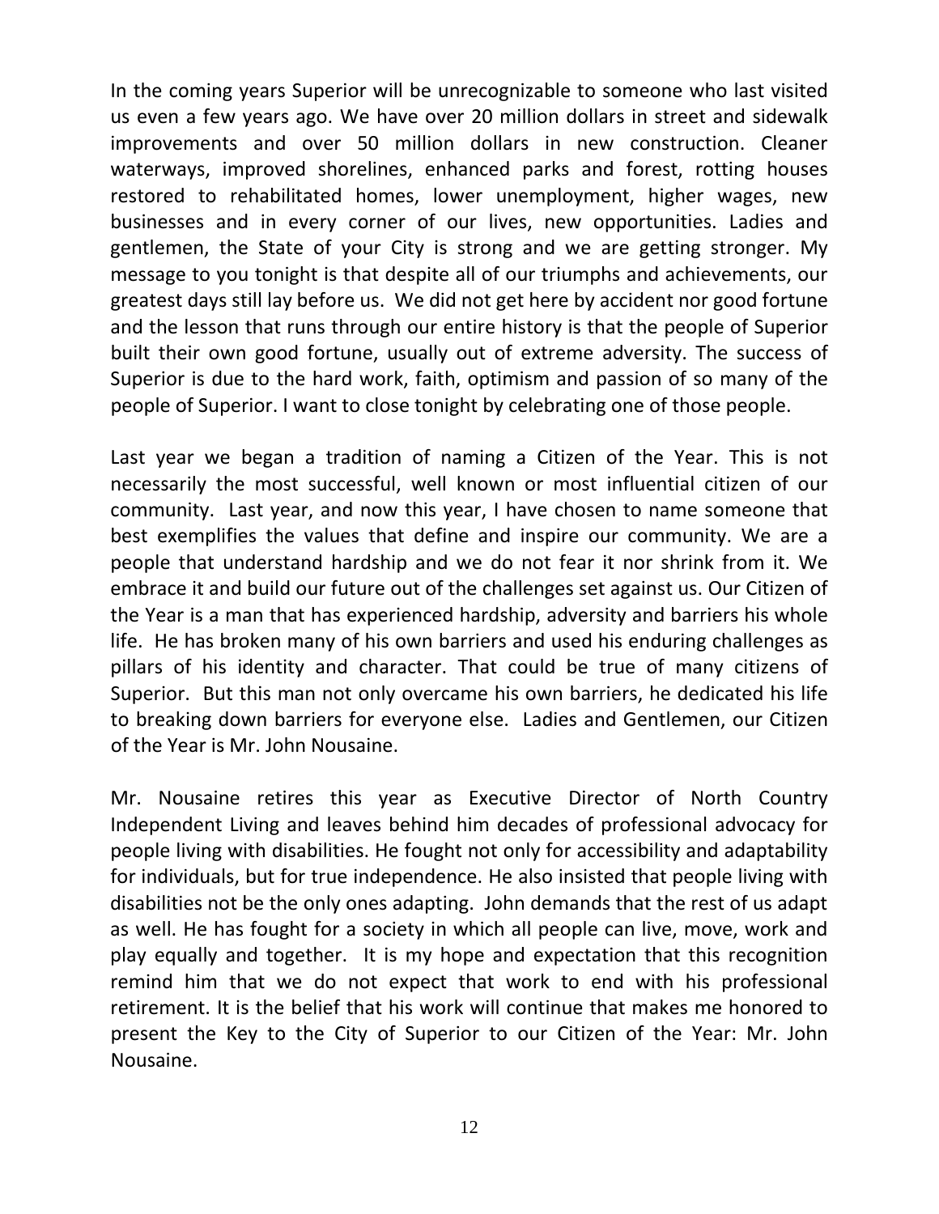In the coming years Superior will be unrecognizable to someone who last visited us even a few years ago. We have over 20 million dollars in street and sidewalk improvements and over 50 million dollars in new construction. Cleaner waterways, improved shorelines, enhanced parks and forest, rotting houses restored to rehabilitated homes, lower unemployment, higher wages, new businesses and in every corner of our lives, new opportunities. Ladies and gentlemen, the State of your City is strong and we are getting stronger. My message to you tonight is that despite all of our triumphs and achievements, our greatest days still lay before us. We did not get here by accident nor good fortune and the lesson that runs through our entire history is that the people of Superior built their own good fortune, usually out of extreme adversity. The success of Superior is due to the hard work, faith, optimism and passion of so many of the people of Superior. I want to close tonight by celebrating one of those people.

Last year we began a tradition of naming a Citizen of the Year. This is not necessarily the most successful, well known or most influential citizen of our community. Last year, and now this year, I have chosen to name someone that best exemplifies the values that define and inspire our community. We are a people that understand hardship and we do not fear it nor shrink from it. We embrace it and build our future out of the challenges set against us. Our Citizen of the Year is a man that has experienced hardship, adversity and barriers his whole life. He has broken many of his own barriers and used his enduring challenges as pillars of his identity and character. That could be true of many citizens of Superior. But this man not only overcame his own barriers, he dedicated his life to breaking down barriers for everyone else. Ladies and Gentlemen, our Citizen of the Year is Mr. John Nousaine.

Mr. Nousaine retires this year as Executive Director of North Country Independent Living and leaves behind him decades of professional advocacy for people living with disabilities. He fought not only for accessibility and adaptability for individuals, but for true independence. He also insisted that people living with disabilities not be the only ones adapting. John demands that the rest of us adapt as well. He has fought for a society in which all people can live, move, work and play equally and together. It is my hope and expectation that this recognition remind him that we do not expect that work to end with his professional retirement. It is the belief that his work will continue that makes me honored to present the Key to the City of Superior to our Citizen of the Year: Mr. John Nousaine.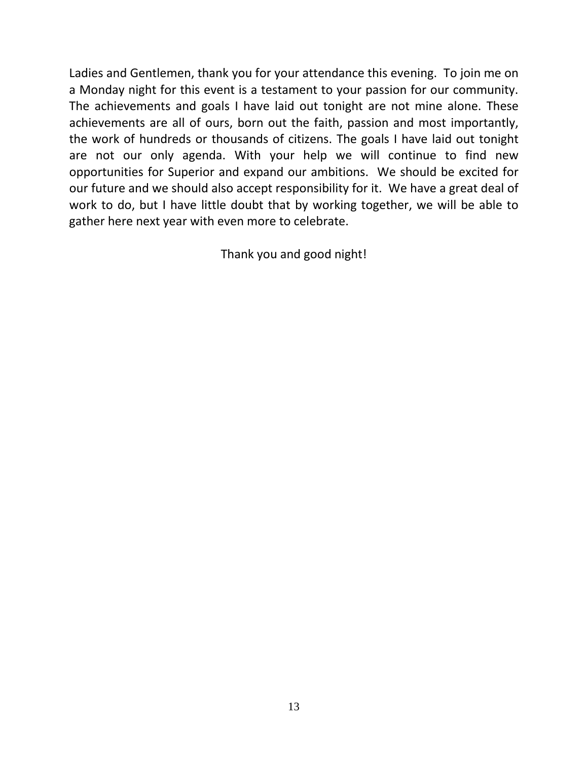Ladies and Gentlemen, thank you for your attendance this evening. To join me on a Monday night for this event is a testament to your passion for our community. The achievements and goals I have laid out tonight are not mine alone. These achievements are all of ours, born out the faith, passion and most importantly, the work of hundreds or thousands of citizens. The goals I have laid out tonight are not our only agenda. With your help we will continue to find new opportunities for Superior and expand our ambitions. We should be excited for our future and we should also accept responsibility for it. We have a great deal of work to do, but I have little doubt that by working together, we will be able to gather here next year with even more to celebrate.

Thank you and good night!